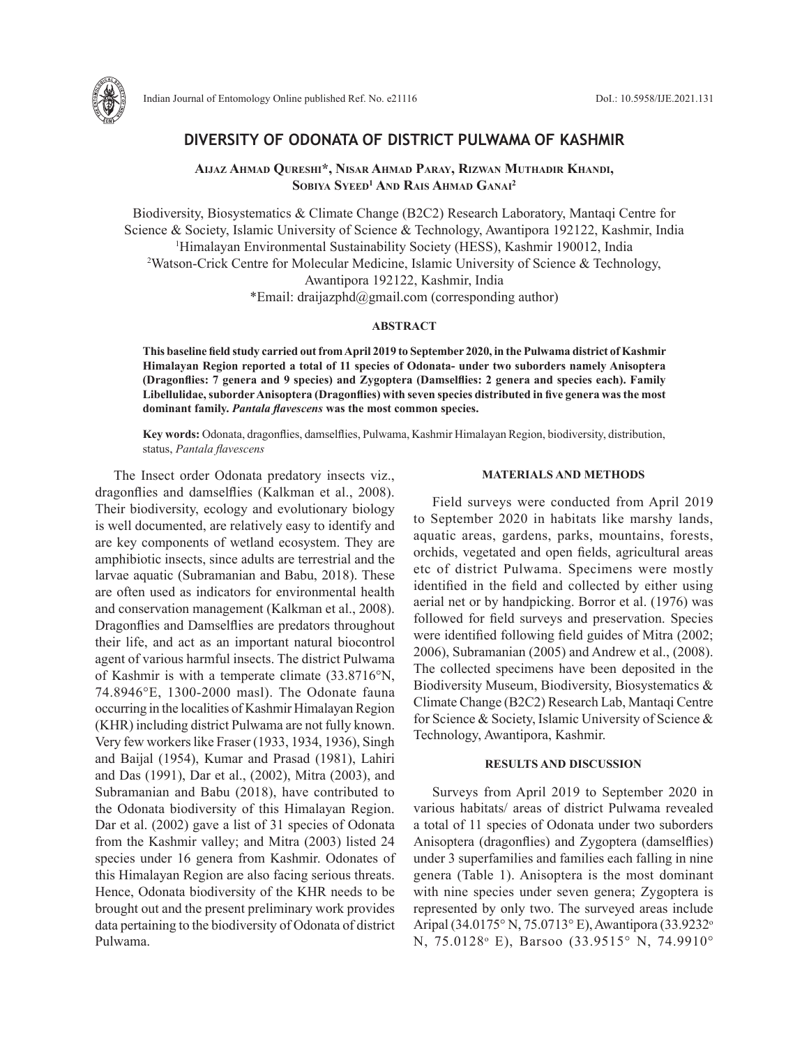# DIVERSITY OF ODONATA OF DISTRICT PULWAMA OF KASHMIR

**Aijaz Ahmad Qureshi\*, Nisar Ahmad Paray, Rizwan Muthadir Khandi, Sobiya Syeed[1] And Rais Ahmad Ganai[2]**

Biodiversity, Biosystematics & Climate Change (B2C2) Research Laboratory, Mantaqi Centre for Science & Society, Islamic University of Science & Technology, Awantipora 192122, Kashmir, India
[1]Himalayan Environmental Sustainability Society (HESS), Kashmir 190012, India
[2]Watson-Crick Centre for Molecular Medicine, Islamic University of Science & Technology, Awantipora 192122, Kashmir, India
*Email: draijazphd@gmail.com (corresponding author)

## ABSTRACT

**This baseline field study carried out from April 2019 to September 2020, in the Pulwama district of Kashmir Himalayan Region reported a total of 11 species of Odonata- under two suborders namely Anisoptera (Dragonflies: 7 genera and 9 species) and Zygoptera (Damselflies: 2 genera and species each). Family Libellulidae, suborder Anisoptera (Dragonflies) with seven species distributed in five genera was the most dominant family. *Pantala flavescens* was the most common species.**

**Key words:** Odonata, dragonflies, damselflies, Pulwama, Kashmir Himalayan Region, biodiversity, distribution, status, *Pantala flavescens*

The Insect order Odonata predatory insects viz., dragonflies and damselflies (Kalkman et al., 2008). Their biodiversity, ecology and evolutionary biology is well documented, are relatively easy to identify and are key components of wetland ecosystem. They are amphibiotic insects, since adults are terrestrial and the larvae aquatic (Subramanian and Babu, 2018). These are often used as indicators for environmental health and conservation management (Kalkman et al., 2008). Dragonflies and Damselflies are predators throughout their life, and act as an important natural biocontrol agent of various harmful insects. The district Pulwama of Kashmir is with a temperate climate (33.8716°N, 74.8946°E, 1300-2000 masl). The Odonate fauna occurring in the localities of Kashmir Himalayan Region (KHR) including district Pulwama are not fully known. Very few workers like Fraser (1933, 1934, 1936), Singh and Baijal (1954), Kumar and Prasad (1981), Lahiri and Das (1991), Dar et al., (2002), Mitra (2003), and Subramanian and Babu (2018), have contributed to the Odonata biodiversity of this Himalayan Region. Dar et al. (2002) gave a list of 31 species of Odonata from the Kashmir valley; and Mitra (2003) listed 24 species under 16 genera from Kashmir. Odonates of this Himalayan Region are also facing serious threats. Hence, Odonata biodiversity of the KHR needs to be brought out and the present preliminary work provides data pertaining to the biodiversity of Odonata of district Pulwama.

## MATERIALS AND METHODS

Field surveys were conducted from April 2019 to September 2020 in habitats like marshy lands, aquatic areas, gardens, parks, mountains, forests, orchids, vegetated and open fields, agricultural areas etc of district Pulwama. Specimens were mostly identified in the field and collected by either using aerial net or by handpicking. Borror et al. (1976) was followed for field surveys and preservation. Species were identified following field guides of Mitra (2002; 2006), Subramanian (2005) and Andrew et al., (2008). The collected specimens have been deposited in the Biodiversity Museum, Biodiversity, Biosystematics & Climate Change (B2C2) Research Lab, Mantaqi Centre for Science & Society, Islamic University of Science & Technology, Awantipora, Kashmir.

## RESULTS AND DISCUSSION

Surveys from April 2019 to September 2020 in various habitats/ areas of district Pulwama revealed a total of 11 species of Odonata under two suborders Anisoptera (dragonflies) and Zygoptera (damselflies) under 3 superfamilies and families each falling in nine genera (Table 1). Anisoptera is the most dominant with nine species under seven genera; Zygoptera is represented by only two. The surveyed areas include Aripal (34.0175° N, 75.0713° E), Awantipora (33.9232° N, 75.0128° E), Barsoo (33.9515° N, 74.9910°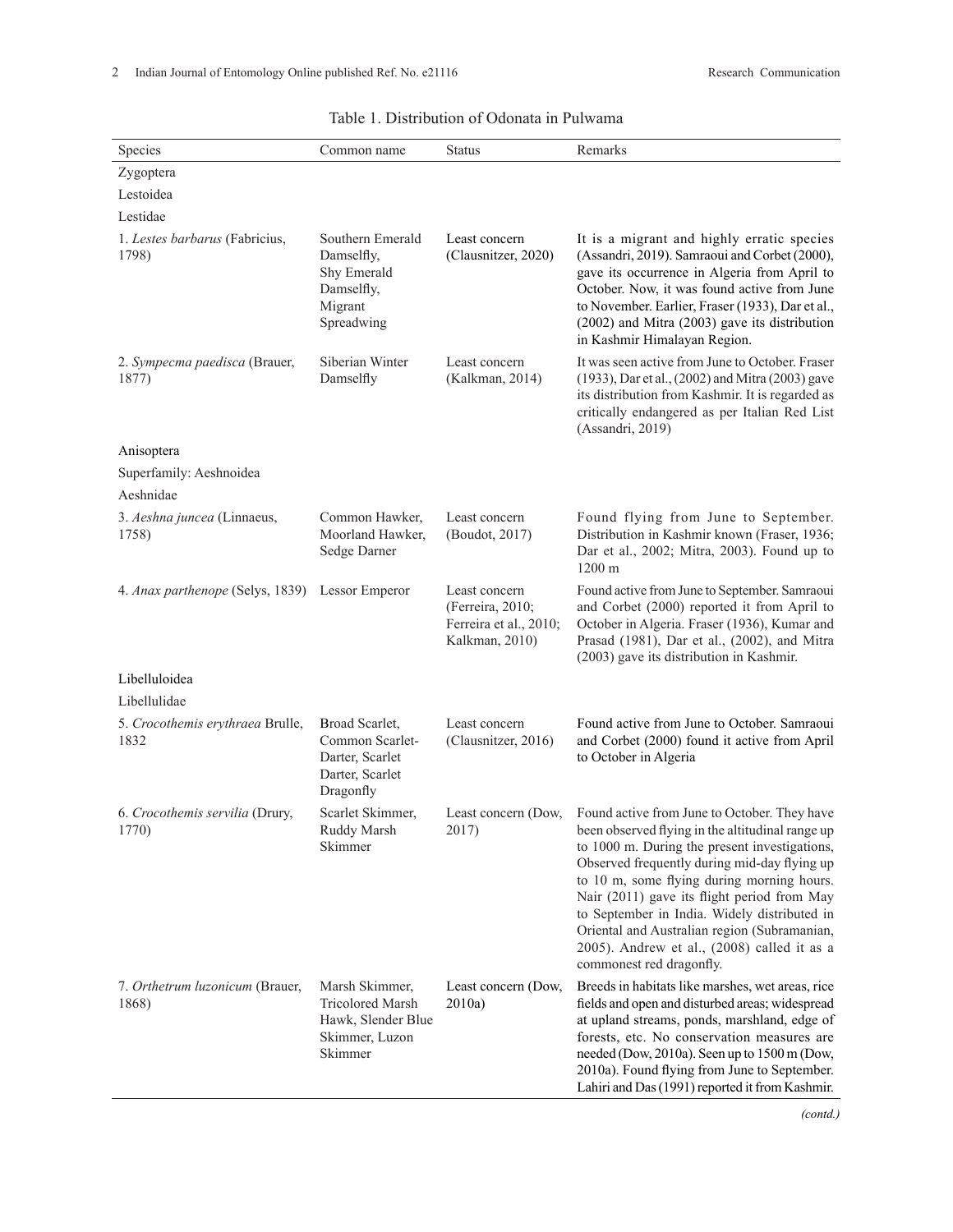Table 1. Distribution of Odonata in Pulwama

| Species | Common name | Status | Remarks |
|---|---|---|---|
| Zygoptera | | | |
| Lestoidea | | | |
| Lestidae | | | |
| 1. *Lestes barbarus* (Fabricius, 1798) | Southern Emerald Damselfly, Shy Emerald Damselfly, Migrant Spreadwing | Least concern (Clausnitzer, 2020) | It is a migrant and highly erratic species (Assandri, 2019). Samraoui and Corbet (2000), gave its occurrence in Algeria from April to October. Now, it was found active from June to November. Earlier, Fraser (1933), Dar et al., (2002) and Mitra (2003) gave its distribution in Kashmir Himalayan Region. |
| 2. *Sympecma paedisca* (Brauer, 1877) | Siberian Winter Damselfly | Least concern (Kalkman, 2014) | It was seen active from June to October. Fraser (1933), Dar et al., (2002) and Mitra (2003) gave its distribution from Kashmir. It is regarded as critically endangered as per Italian Red List (Assandri, 2019) |
| Anisoptera | | | |
| Superfamily: Aeshnoidea | | | |
| Aeshnidae | | | |
| 3. *Aeshna juncea* (Linnaeus, 1758) | Common Hawker, Moorland Hawker, Sedge Darner | Least concern (Boudot, 2017) | Found flying from June to September. Distribution in Kashmir known (Fraser, 1936; Dar et al., 2002; Mitra, 2003). Found up to 1200 m |
| 4. *Anax parthenope* (Selys, 1839) | Lessor Emperor | Least concern (Ferreira, 2010; Ferreira et al., 2010; Kalkman, 2010) | Found active from June to September. Samraoui and Corbet (2000) reported it from April to October in Algeria. Fraser (1936), Kumar and Prasad (1981), Dar et al., (2002), and Mitra (2003) gave its distribution in Kashmir. |
| Libelluloidea | | | |
| Libellulidae | | | |
| 5. *Crocothemis erythraea* Brulle, 1832 | Broad Scarlet, Common Scarlet-Darter, Scarlet Darter, Scarlet Dragonfly | Least concern (Clausnitzer, 2016) | Found active from June to October. Samraoui and Corbet (2000) found it active from April to October in Algeria |
| 6. *Crocothemis servilia* (Drury, 1770) | Scarlet Skimmer, Ruddy Marsh Skimmer | Least concern (Dow, 2017) | Found active from June to October. They have been observed flying in the altitudinal range up to 1000 m. During the present investigations, Observed frequently during mid-day flying up to 10 m, some flying during morning hours. Nair (2011) gave its flight period from May to September in India. Widely distributed in Oriental and Australian region (Subramanian, 2005). Andrew et al., (2008) called it as a commonest red dragonfly. |
| 7. *Orthetrum luzonicum* (Brauer, 1868) | Marsh Skimmer, Tricolored Marsh Hawk, Slender Blue Skimmer, Luzon Skimmer | Least concern (Dow, 2010a) | Breeds in habitats like marshes, wet areas, rice fields and open and disturbed areas; widespread at upland streams, ponds, marshland, edge of forests, etc. No conservation measures are needed (Dow, 2010a). Seen up to 1500 m (Dow, 2010a). Found flying from June to September. Lahiri and Das (1991) reported it from Kashmir. |

*(contd.)*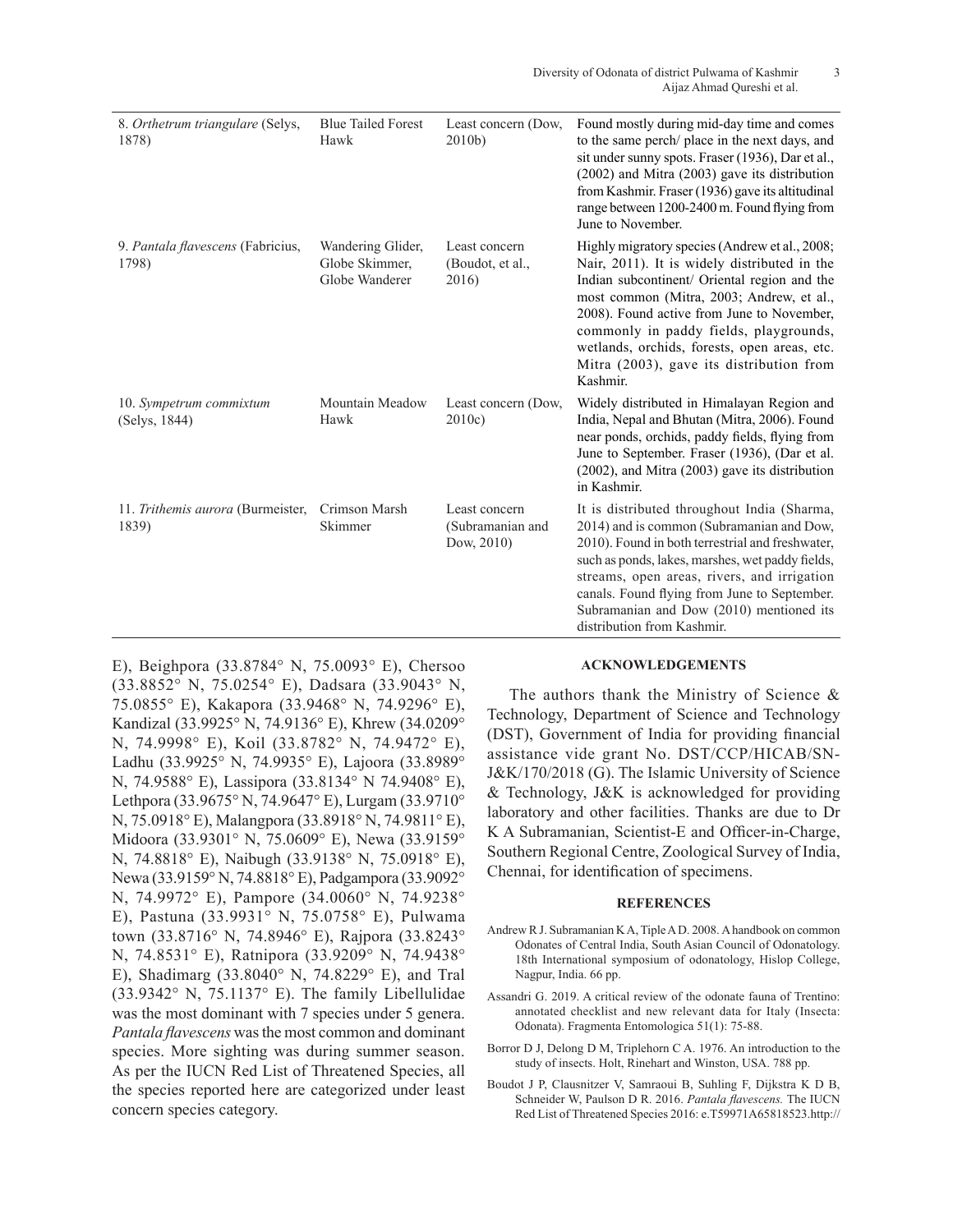| | | | |
|---|---|---|---|
| 8. *Orthetrum triangulare* (Selys, 1878) | Blue Tailed Forest Hawk | Least concern (Dow, 2010b) | Found mostly during mid-day time and comes to the same perch/ place in the next days, and sit under sunny spots. Fraser (1936), Dar et al., (2002) and Mitra (2003) gave its distribution from Kashmir. Fraser (1936) gave its altitudinal range between 1200-2400 m. Found flying from June to November. |
| 9. *Pantala flavescens* (Fabricius, 1798) | Wandering Glider, Globe Skimmer, Globe Wanderer | Least concern (Boudot, et al., 2016) | Highly migratory species (Andrew et al., 2008; Nair, 2011). It is widely distributed in the Indian subcontinent/ Oriental region and the most common (Mitra, 2003; Andrew, et al., 2008). Found active from June to November, commonly in paddy fields, playgrounds, wetlands, orchids, forests, open areas, etc. Mitra (2003), gave its distribution from Kashmir. |
| 10. *Sympetrum commixtum* (Selys, 1844) | Mountain Meadow Hawk | Least concern (Dow, 2010c) | Widely distributed in Himalayan Region and India, Nepal and Bhutan (Mitra, 2006). Found near ponds, orchids, paddy fields, flying from June to September. Fraser (1936), (Dar et al. (2002), and Mitra (2003) gave its distribution in Kashmir. |
| 11. *Trithemis aurora* (Burmeister, 1839) | Crimson Marsh Skimmer | Least concern (Subramanian and Dow, 2010) | It is distributed throughout India (Sharma, 2014) and is common (Subramanian and Dow, 2010). Found in both terrestrial and freshwater, such as ponds, lakes, marshes, wet paddy fields, streams, open areas, rivers, and irrigation canals. Found flying from June to September. Subramanian and Dow (2010) mentioned its distribution from Kashmir. |

E), Beighpora (33.8784° N, 75.0093° E), Chersoo (33.8852° N, 75.0254° E), Dadsara (33.9043° N, 75.0855° E), Kakapora (33.9468° N, 74.9296° E), Kandizal (33.9925° N, 74.9136° E), Khrew (34.0209° N, 74.9998° E), Koil (33.8782° N, 74.9472° E), Ladhu (33.9925° N, 74.9935° E), Lajoora (33.8989° N, 74.9588° E), Lassipora (33.8134° N 74.9408° E), Lethpora (33.9675° N, 74.9647° E), Lurgam (33.9710° N, 75.0918° E), Malangpora (33.8918° N, 74.9811° E), Midoora (33.9301° N, 75.0609° E), Newa (33.9159° N, 74.8818° E), Naibugh (33.9138° N, 75.0918° E), Newa (33.9159° N, 74.8818° E), Padgampora (33.9092° N, 74.9972° E), Pampore (34.0060° N, 74.9238° E), Pastuna (33.9931° N, 75.0758° E), Pulwama town (33.8716° N, 74.8946° E), Rajpora (33.8243° N, 74.8531° E), Ratnipora (33.9209° N, 74.9438° E), Shadimarg (33.8040° N, 74.8229° E), and Tral (33.9342° N, 75.1137° E). The family Libellulidae was the most dominant with 7 species under 5 genera. *Pantala flavescens* was the most common and dominant species. More sighting was during summer season. As per the IUCN Red List of Threatened Species, all the species reported here are categorized under least concern species category.

## ACKNOWLEDGEMENTS

The authors thank the Ministry of Science & Technology, Department of Science and Technology (DST), Government of India for providing financial assistance vide grant No. DST/CCP/HICAB/SN-J&K/170/2018 (G). The Islamic University of Science & Technology, J&K is acknowledged for providing laboratory and other facilities. Thanks are due to Dr K A Subramanian, Scientist-E and Officer-in-Charge, Southern Regional Centre, Zoological Survey of India, Chennai, for identification of specimens.

## REFERENCES

Andrew R J. Subramanian K A, Tiple A D. 2008. A handbook on common Odonates of Central India, South Asian Council of Odonatology. 18th International symposium of odonatology, Hislop College, Nagpur, India. 66 pp.

Assandri G. 2019. A critical review of the odonate fauna of Trentino: annotated checklist and new relevant data for Italy (Insecta: Odonata). Fragmenta Entomologica 51(1): 75-88.

Borror D J, Delong D M, Triplehorn C A. 1976. An introduction to the study of insects. Holt, Rinehart and Winston, USA. 788 pp.

Boudot J P, Clausnitzer V, Samraoui B, Suhling F, Dijkstra K D B, Schneider W, Paulson D R. 2016. *Pantala flavescens.* The IUCN Red List of Threatened Species 2016: e.T59971A65818523.http://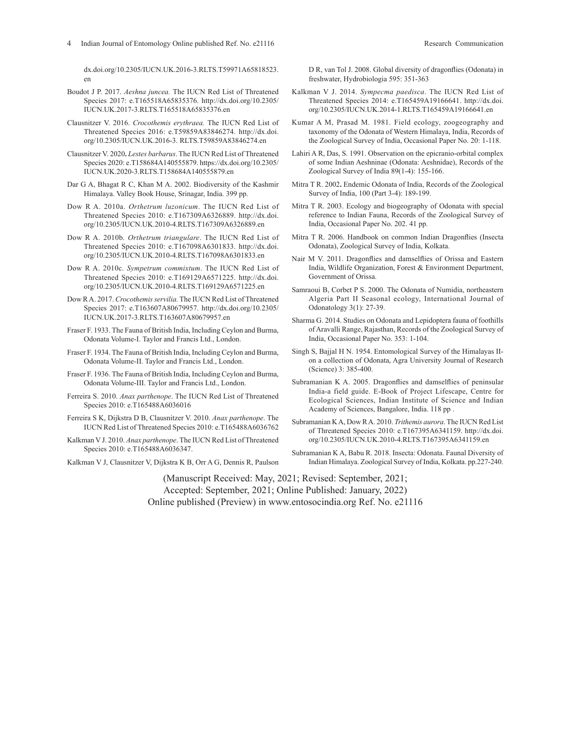dx.doi.org/10.2305/IUCN.UK.2016-3.RLTS.T59971A65818523.en

Boudot J P. 2017. *Aeshna juncea.* The IUCN Red List of Threatened Species 2017: e.T165518A65835376. http://dx.doi.org/10.2305/IUCN.UK.2017-3.RLTS.T165518A65835376.en

Clausnitzer V. 2016. *Crocothemis erythraea.* The IUCN Red List of Threatened Species 2016: e.T59859A83846274. http://dx.doi.org/10.2305/IUCN.UK.2016-3. RLTS.T59859A83846274.en

Clausnitzer V. 2020**.** *Lestes barbarus*. The IUCN Red List of Threatened Species 2020: e.T158684A140555879. https://dx.doi.org/10.2305/IUCN.UK.2020-3.RLTS.T158684A140555879.en

Dar G A, Bhagat R C, Khan M A. 2002. Biodiversity of the Kashmir Himalaya. Valley Book House, Srinagar, India. 399 pp.

Dow R A. 2010a. *Orthetrum luzonicum*. The IUCN Red List of Threatened Species 2010: e.T167309A6326889. http://dx.doi.org/10.2305/IUCN.UK.2010-4.RLTS.T167309A6326889.en

Dow R A. 2010b. *Orthetrum triangulare*. The IUCN Red List of Threatened Species 2010: e.T167098A6301833. http://dx.doi.org/10.2305/IUCN.UK.2010-4.RLTS.T167098A6301833.en

Dow R A. 2010c. *Sympetrum commixtum*. The IUCN Red List of Threatened Species 2010: e.T169129A6571225. http://dx.doi.org/10.2305/IUCN.UK.2010-4.RLTS.T169129A6571225.en

Dow R A. 2017. *Crocothemis servilia.* The IUCN Red List of Threatened Species 2017: e.T163607A80679957. http://dx.doi.org/10.2305/IUCN.UK.2017-3.RLTS.T163607A80679957.en

Fraser F. 1933. The Fauna of British India, Including Ceylon and Burma, Odonata Volume-I. Taylor and Francis Ltd., London.

Fraser F. 1934. The Fauna of British India, Including Ceylon and Burma, Odonata Volume-II. Taylor and Francis Ltd., London.

Fraser F. 1936. The Fauna of British India, Including Ceylon and Burma, Odonata Volume-III. Taylor and Francis Ltd., London.

Ferreira S. 2010. *Anax parthenope*. The IUCN Red List of Threatened Species 2010: e.T165488A6036016

Ferreira S K, Dijkstra D B, Clausnitzer V. 2010. *Anax parthenope*. The IUCN Red List of Threatened Species 2010: e.T165488A6036762

Kalkman V J. 2010. *Anax parthenope*. The IUCN Red List of Threatened Species 2010: e.T165488A6036347.

Kalkman V J, Clausnitzer V, Dijkstra K B, Orr A G, Dennis R, Paulson D R, van Tol J. 2008. Global diversity of dragonflies (Odonata) in freshwater, Hydrobiologia 595: 351-363

Kalkman V J. 2014. *Sympecma paedisca*. The IUCN Red List of Threatened Species 2014: e.T165459A19166641. http://dx.doi.org/10.2305/IUCN.UK.2014-1.RLTS.T165459A19166641.en

Kumar A M, Prasad M. 1981. Field ecology, zoogeography and taxonomy of the Odonata of Western Himalaya, India, Records of the Zoological Survey of India, Occasional Paper No. 20: 1-118.

Lahiri A R, Das, S. 1991. Observation on the epicranio-orbital complex of some Indian Aeshninae (Odonata: Aeshnidae), Records of the Zoological Survey of India 89(1-4): 155-166.

Mitra T R. 2002**.** Endemic Odonata of India, Records of the Zoological Survey of India, 100 (Part 3-4): 189-199.

Mitra T R. 2003. Ecology and biogeography of Odonata with special reference to Indian Fauna, Records of the Zoological Survey of India, Occasional Paper No. 202. 41 pp.

Mitra T R. 2006. Handbook on common Indian Dragonflies (Insecta Odonata), Zoological Survey of India, Kolkata.

Nair M V. 2011. Dragonflies and damselflies of Orissa and Eastern India, Wildlife Organization, Forest & Environment Department, Government of Orissa.

Samraoui B, Corbet P S. 2000. The Odonata of Numidia, northeastern Algeria Part II Seasonal ecology, International Journal of Odonatology 3(1): 27-39.

Sharma G. 2014. Studies on Odonata and Lepidoptera fauna of foothills of Aravalli Range, Rajasthan, Records of the Zoological Survey of India, Occasional Paper No. 353: 1-104.

Singh S, Bajjal H N. 1954. Entomological Survey of the Himalayas II-on a collection of Odonata, Agra University Journal of Research (Science) 3: 385-400.

Subramanian K A. 2005. Dragonflies and damselflies of peninsular India-a field guide. E-Book of Project Lifescape, Centre for Ecological Sciences, Indian Institute of Science and Indian Academy of Sciences, Bangalore, India. 118 pp .

Subramanian K A, Dow R A. 2010. *Trithemis aurora*. The IUCN Red List of Threatened Species 2010: e.T167395A6341159. http://dx.doi.org/10.2305/IUCN.UK.2010-4.RLTS.T167395A6341159.en

Subramanian K A, Babu R. 2018. Insecta: Odonata. Faunal Diversity of Indian Himalaya. Zoological Survey of India, Kolkata. pp.227-240.

(Manuscript Received: May, 2021; Revised: September, 2021;
Accepted: September, 2021; Online Published: January, 2022)
Online published (Preview) in www.entosocindia.org Ref. No. e21116